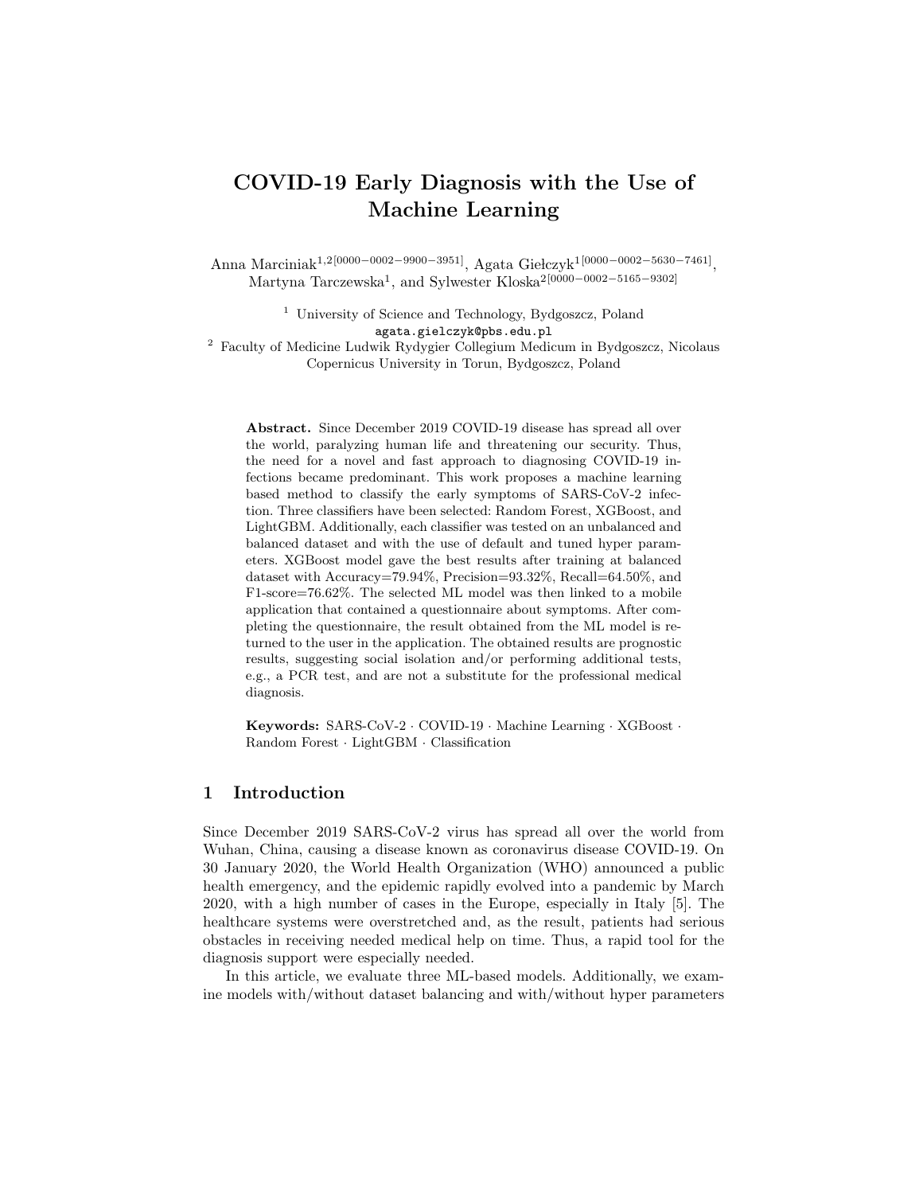# COVID-19 Early Diagnosis with the Use of Machine Learning

Anna Marciniak[1,2][0000−0002−9900−3951], Agata Giełczyk[1][0000−0002−5630−7461], Martyna Tarczewska[1], and Sylwester Kloska[2][0000−0002−5165−9302]

[1] University of Science and Technology, Bydgoszcz, Poland
agata.gielczyk@pbs.edu.pl

[2] Faculty of Medicine Ludwik Rydygier Collegium Medicum in Bydgoszcz, Nicolaus Copernicus University in Torun, Bydgoszcz, Poland

**Abstract.** Since December 2019 COVID-19 disease has spread all over the world, paralyzing human life and threatening our security. Thus, the need for a novel and fast approach to diagnosing COVID-19 infections became predominant. This work proposes a machine learning based method to classify the early symptoms of SARS-CoV-2 infection. Three classifiers have been selected: Random Forest, XGBoost, and LightGBM. Additionally, each classifier was tested on an unbalanced and balanced dataset and with the use of default and tuned hyper parameters. XGBoost model gave the best results after training at balanced dataset with Accuracy=79.94%, Precision=93.32%, Recall=64.50%, and F1-score=76.62%. The selected ML model was then linked to a mobile application that contained a questionnaire about symptoms. After completing the questionnaire, the result obtained from the ML model is returned to the user in the application. The obtained results are prognostic results, suggesting social isolation and/or performing additional tests, e.g., a PCR test, and are not a substitute for the professional medical diagnosis.

**Keywords:** SARS-CoV-2 · COVID-19 · Machine Learning · XGBoost · Random Forest · LightGBM · Classification

## 1 Introduction

Since December 2019 SARS-CoV-2 virus has spread all over the world from Wuhan, China, causing a disease known as coronavirus disease COVID-19. On 30 January 2020, the World Health Organization (WHO) announced a public health emergency, and the epidemic rapidly evolved into a pandemic by March 2020, with a high number of cases in the Europe, especially in Italy [5]. The healthcare systems were overstretched and, as the result, patients had serious obstacles in receiving needed medical help on time. Thus, a rapid tool for the diagnosis support were especially needed.

In this article, we evaluate three ML-based models. Additionally, we examine models with/without dataset balancing and with/without hyper parameters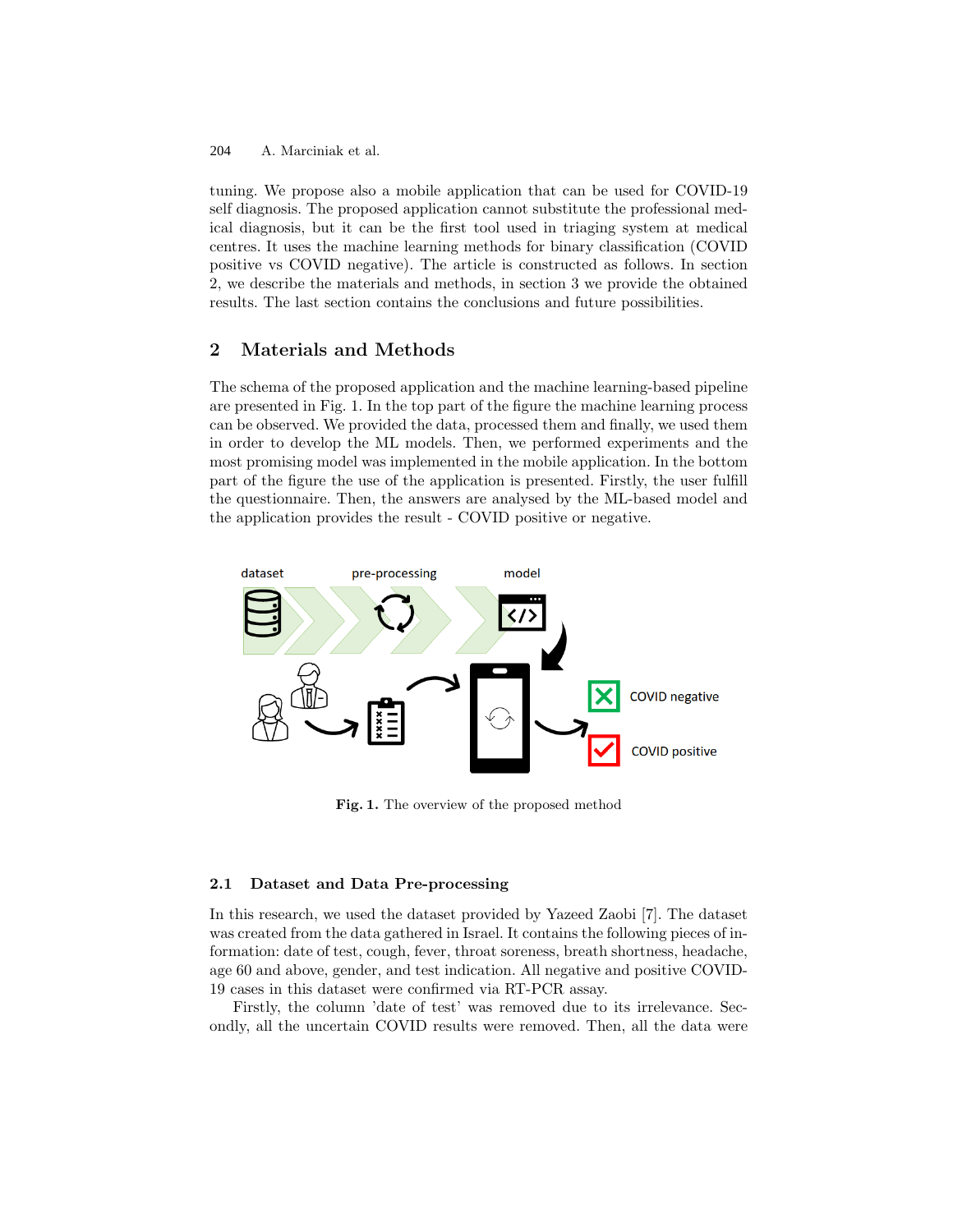tuning. We propose also a mobile application that can be used for COVID-19 self diagnosis. The proposed application cannot substitute the professional medical diagnosis, but it can be the first tool used in triaging system at medical centres. It uses the machine learning methods for binary classification (COVID positive vs COVID negative). The article is constructed as follows. In section 2, we describe the materials and methods, in section 3 we provide the obtained results. The last section contains the conclusions and future possibilities.

## 2 Materials and Methods

The schema of the proposed application and the machine learning-based pipeline are presented in Fig. 1. In the top part of the figure the machine learning process can be observed. We provided the data, processed them and finally, we used them in order to develop the ML models. Then, we performed experiments and the most promising model was implemented in the mobile application. In the bottom part of the figure the use of the application is presented. Firstly, the user fulfill the questionnaire. Then, the answers are analysed by the ML-based model and the application provides the result - COVID positive or negative.

**Fig. 1.** The overview of the proposed method

### 2.1 Dataset and Data Pre-processing

In this research, we used the dataset provided by Yazeed Zaobi [7]. The dataset was created from the data gathered in Israel. It contains the following pieces of information: date of test, cough, fever, throat soreness, breath shortness, headache, age 60 and above, gender, and test indication. All negative and positive COVID-19 cases in this dataset were confirmed via RT-PCR assay.

Firstly, the column 'date of test' was removed due to its irrelevance. Secondly, all the uncertain COVID results were removed. Then, all the data were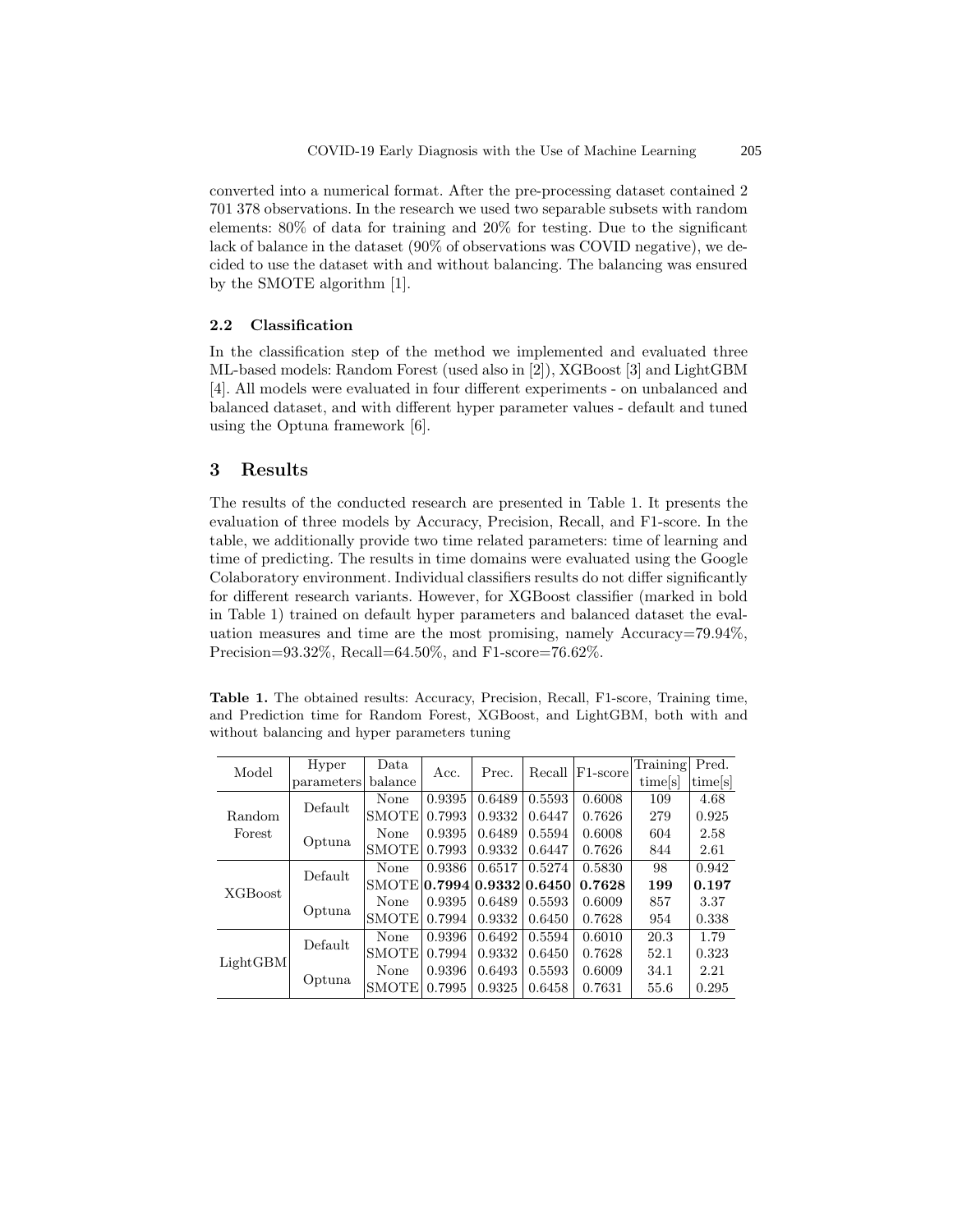converted into a numerical format. After the pre-processing dataset contained 2 701 378 observations. In the research we used two separable subsets with random elements: 80% of data for training and 20% for testing. Due to the significant lack of balance in the dataset (90% of observations was COVID negative), we decided to use the dataset with and without balancing. The balancing was ensured by the SMOTE algorithm [1].

### 2.2 Classification

In the classification step of the method we implemented and evaluated three ML-based models: Random Forest (used also in [2]), XGBoost [3] and LightGBM [4]. All models were evaluated in four different experiments - on unbalanced and balanced dataset, and with different hyper parameter values - default and tuned using the Optuna framework [6].

## 3 Results

The results of the conducted research are presented in Table 1. It presents the evaluation of three models by Accuracy, Precision, Recall, and F1-score. In the table, we additionally provide two time related parameters: time of learning and time of predicting. The results in time domains were evaluated using the Google Colaboratory environment. Individual classifiers results do not differ significantly for different research variants. However, for XGBoost classifier (marked in bold in Table 1) trained on default hyper parameters and balanced dataset the evaluation measures and time are the most promising, namely Accuracy=79.94%, Precision=93.32%, Recall=64.50%, and F1-score=76.62%.

**Table 1.** The obtained results: Accuracy, Precision, Recall, F1-score, Training time, and Prediction time for Random Forest, XGBoost, and LightGBM, both with and without balancing and hyper parameters tuning

| Model | Hyper parameters | Data balance | Acc. | Prec. | Recall | F1-score | Training time[s] | Pred. time[s] |
|---|---|---|---|---|---|---|---|---|
| Random Forest | Default | None | 0.9395 | 0.6489 | 0.5593 | 0.6008 | 109 | 4.68 |
| | | SMOTE | 0.7993 | 0.9332 | 0.6447 | 0.7626 | 279 | 0.925 |
| | Optuna | None | 0.9395 | 0.6489 | 0.5594 | 0.6008 | 604 | 2.58 |
| | | SMOTE | 0.7993 | 0.9332 | 0.6447 | 0.7626 | 844 | 2.61 |
| XGBoost | Default | None | 0.9386 | 0.6517 | 0.5274 | 0.5830 | 98 | 0.942 |
| | | SMOTE | **0.7994** | **0.9332** | **0.6450** | **0.7628** | **199** | **0.197** |
| | Optuna | None | 0.9395 | 0.6489 | 0.5593 | 0.6009 | 857 | 3.37 |
| | | SMOTE | 0.7994 | 0.9332 | 0.6450 | 0.7628 | 954 | 0.338 |
| LightGBM | Default | None | 0.9396 | 0.6492 | 0.5594 | 0.6010 | 20.3 | 1.79 |
| | | SMOTE | 0.7994 | 0.9332 | 0.6450 | 0.7628 | 52.1 | 0.323 |
| | Optuna | None | 0.9396 | 0.6493 | 0.5593 | 0.6009 | 34.1 | 2.21 |
| | | SMOTE | 0.7995 | 0.9325 | 0.6458 | 0.7631 | 55.6 | 0.295 |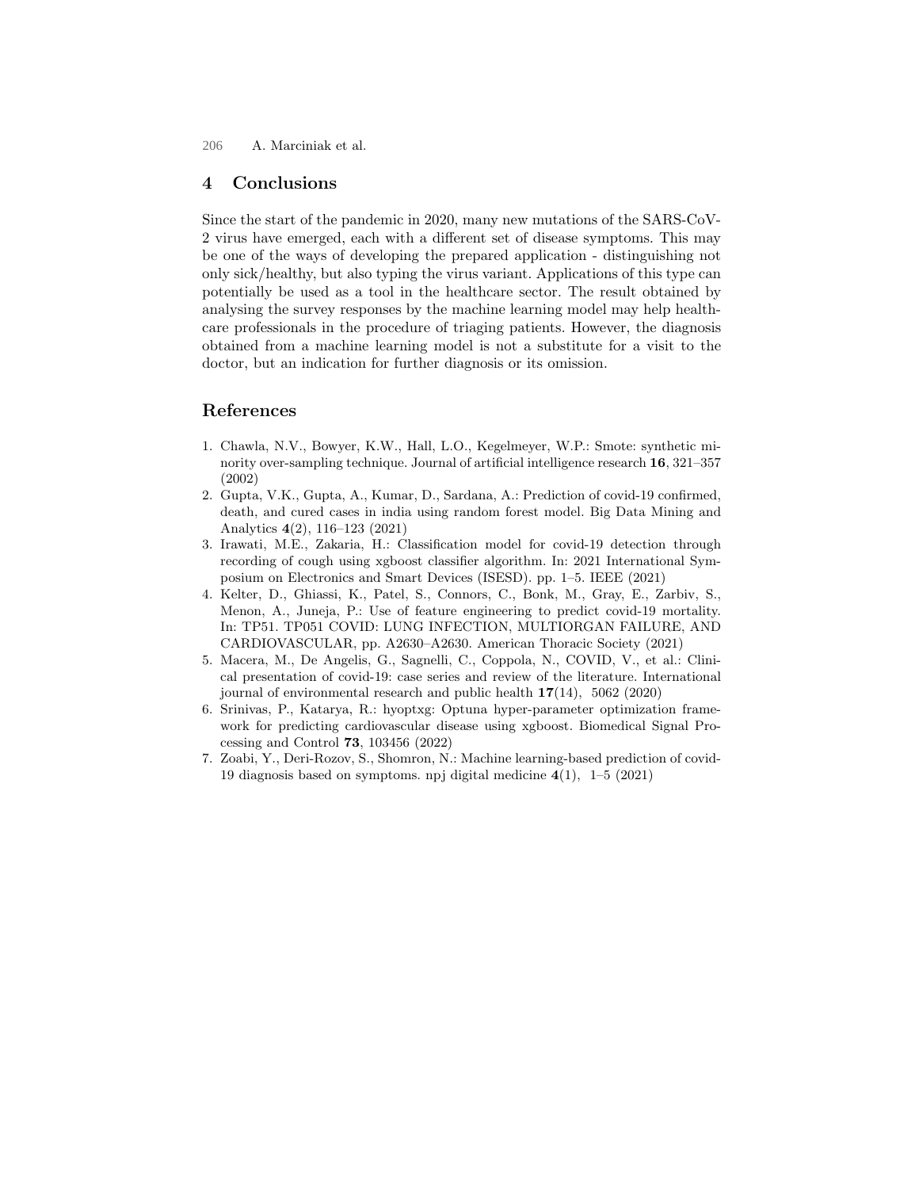## 4 Conclusions

Since the start of the pandemic in 2020, many new mutations of the SARS-CoV-2 virus have emerged, each with a different set of disease symptoms. This may be one of the ways of developing the prepared application - distinguishing not only sick/healthy, but also typing the virus variant. Applications of this type can potentially be used as a tool in the healthcare sector. The result obtained by analysing the survey responses by the machine learning model may help healthcare professionals in the procedure of triaging patients. However, the diagnosis obtained from a machine learning model is not a substitute for a visit to the doctor, but an indication for further diagnosis or its omission.

## References

1. Chawla, N.V., Bowyer, K.W., Hall, L.O., Kegelmeyer, W.P.: Smote: synthetic minority over-sampling technique. Journal of artificial intelligence research **16**, 321–357 (2002)
2. Gupta, V.K., Gupta, A., Kumar, D., Sardana, A.: Prediction of covid-19 confirmed, death, and cured cases in india using random forest model. Big Data Mining and Analytics **4**(2), 116–123 (2021)
3. Irawati, M.E., Zakaria, H.: Classification model for covid-19 detection through recording of cough using xgboost classifier algorithm. In: 2021 International Symposium on Electronics and Smart Devices (ISESD). pp. 1–5. IEEE (2021)
4. Kelter, D., Ghiassi, K., Patel, S., Connors, C., Bonk, M., Gray, E., Zarbiv, S., Menon, A., Juneja, P.: Use of feature engineering to predict covid-19 mortality. In: TP51. TP051 COVID: LUNG INFECTION, MULTIORGAN FAILURE, AND CARDIOVASCULAR, pp. A2630–A2630. American Thoracic Society (2021)
5. Macera, M., De Angelis, G., Sagnelli, C., Coppola, N., COVID, V., et al.: Clinical presentation of covid-19: case series and review of the literature. International journal of environmental research and public health **17**(14), 5062 (2020)
6. Srinivas, P., Katarya, R.: hyoptxg: Optuna hyper-parameter optimization framework for predicting cardiovascular disease using xgboost. Biomedical Signal Processing and Control **73**, 103456 (2022)
7. Zoabi, Y., Deri-Rozov, S., Shomron, N.: Machine learning-based prediction of covid-19 diagnosis based on symptoms. npj digital medicine **4**(1), 1–5 (2021)